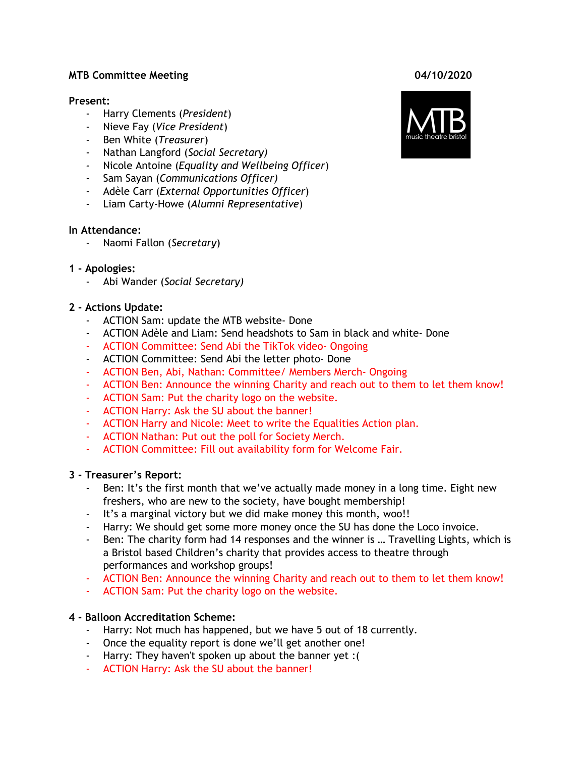**MTB Committee Meeting** **04/10/2020**

**Present:**

- Harry Clements (*President*)
- Nieve Fay (*Vice President*)
- Ben White (*Treasurer*)
- Nathan Langford (*Social Secretary)*
- Nicole Antoine (*Equality and Wellbeing Officer*)
- Sam Sayan (*Communications Officer)*
- Adèle Carr (*External Opportunities Officer*)
- Liam Carty-Howe (*Alumni Representative*)

**In Attendance:**

- Naomi Fallon (*Secretary*)

**1 - Apologies:**

- Abi Wander (*Social Secretary)*

**2 - Actions Update:**

- ACTION Sam: update the MTB website- Done
- ACTION Adèle and Liam: Send headshots to Sam in black and white- Done
- ACTION Committee: Send Abi the TikTok video- Ongoing
- ACTION Committee: Send Abi the letter photo- Done
- ACTION Ben, Abi, Nathan: Committee/ Members Merch- Ongoing
- ACTION Ben: Announce the winning Charity and reach out to them to let them know!
- ACTION Sam: Put the charity logo on the website.
- ACTION Harry: Ask the SU about the banner!
- ACTION Harry and Nicole: Meet to write the Equalities Action plan.
- ACTION Nathan: Put out the poll for Society Merch.
- ACTION Committee: Fill out availability form for Welcome Fair.

**3 - Treasurer's Report:**

- Ben: It's the first month that we've actually made money in a long time. Eight new freshers, who are new to the society, have bought membership!
- It's a marginal victory but we did make money this month, woo!!
- Harry: We should get some more money once the SU has done the Loco invoice.
- Ben: The charity form had 14 responses and the winner is … Travelling Lights, which is a Bristol based Children's charity that provides access to theatre through performances and workshop groups!
- ACTION Ben: Announce the winning Charity and reach out to them to let them know!
- ACTION Sam: Put the charity logo on the website.

**4 - Balloon Accreditation Scheme:**

- Harry: Not much has happened, but we have 5 out of 18 currently.
- Once the equality report is done we'll get another one!
- Harry: They haven't spoken up about the banner yet :(
- ACTION Harry: Ask the SU about the banner!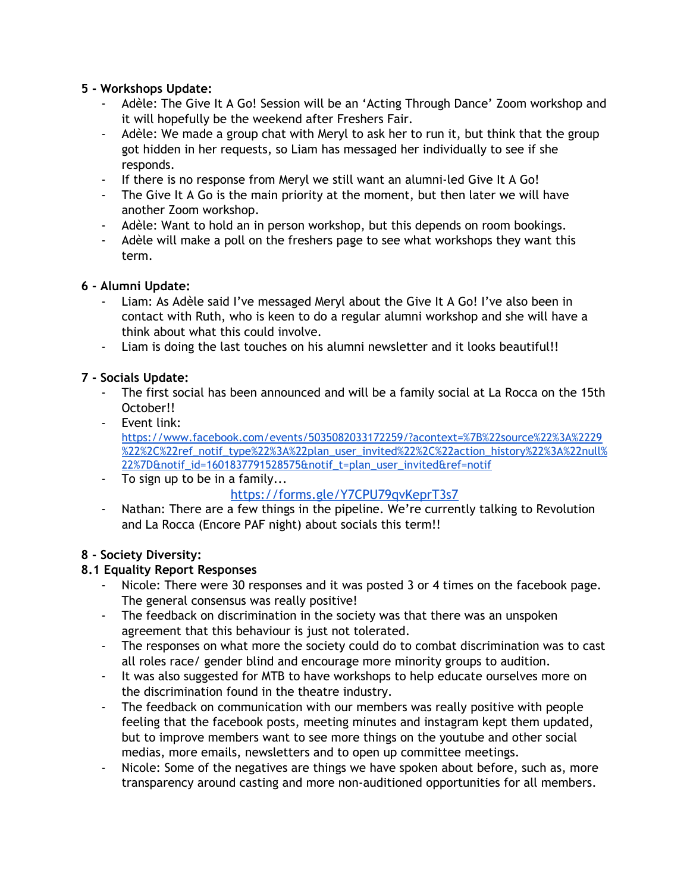**5 - Workshops Update:**

- Adèle: The Give It A Go! Session will be an 'Acting Through Dance' Zoom workshop and it will hopefully be the weekend after Freshers Fair.
- Adèle: We made a group chat with Meryl to ask her to run it, but think that the group got hidden in her requests, so Liam has messaged her individually to see if she responds.
- If there is no response from Meryl we still want an alumni-led Give It A Go!
- The Give It A Go is the main priority at the moment, but then later we will have another Zoom workshop.
- Adèle: Want to hold an in person workshop, but this depends on room bookings.
- Adèle will make a poll on the freshers page to see what workshops they want this term.

**6 - Alumni Update:**

- Liam: As Adèle said I've messaged Meryl about the Give It A Go! I've also been in contact with Ruth, who is keen to do a regular alumni workshop and she will have a think about what this could involve.
- Liam is doing the last touches on his alumni newsletter and it looks beautiful!!

**7 - Socials Update:**

- The first social has been announced and will be a family social at La Rocca on the 15th October!!
- Event link: https://www.facebook.com/events/5035082033172259/?acontext=%7B%22source%22%3A%2229%22%2C%22ref_notif_type%22%3A%22plan_user_invited%22%2C%22action_history%22%3A%22null%22%7D&notif_id=1601837791528575&notif_t=plan_user_invited&ref=notif
- To sign up to be in a family...

  https://forms.gle/Y7CPU79qvKeprT3s7
- Nathan: There are a few things in the pipeline. We're currently talking to Revolution and La Rocca (Encore PAF night) about socials this term!!

**8 - Society Diversity:**

**8.1 Equality Report Responses**

- Nicole: There were 30 responses and it was posted 3 or 4 times on the facebook page. The general consensus was really positive!
- The feedback on discrimination in the society was that there was an unspoken agreement that this behaviour is just not tolerated.
- The responses on what more the society could do to combat discrimination was to cast all roles race/ gender blind and encourage more minority groups to audition.
- It was also suggested for MTB to have workshops to help educate ourselves more on the discrimination found in the theatre industry.
- The feedback on communication with our members was really positive with people feeling that the facebook posts, meeting minutes and instagram kept them updated, but to improve members want to see more things on the youtube and other social medias, more emails, newsletters and to open up committee meetings.
- Nicole: Some of the negatives are things we have spoken about before, such as, more transparency around casting and more non-auditioned opportunities for all members.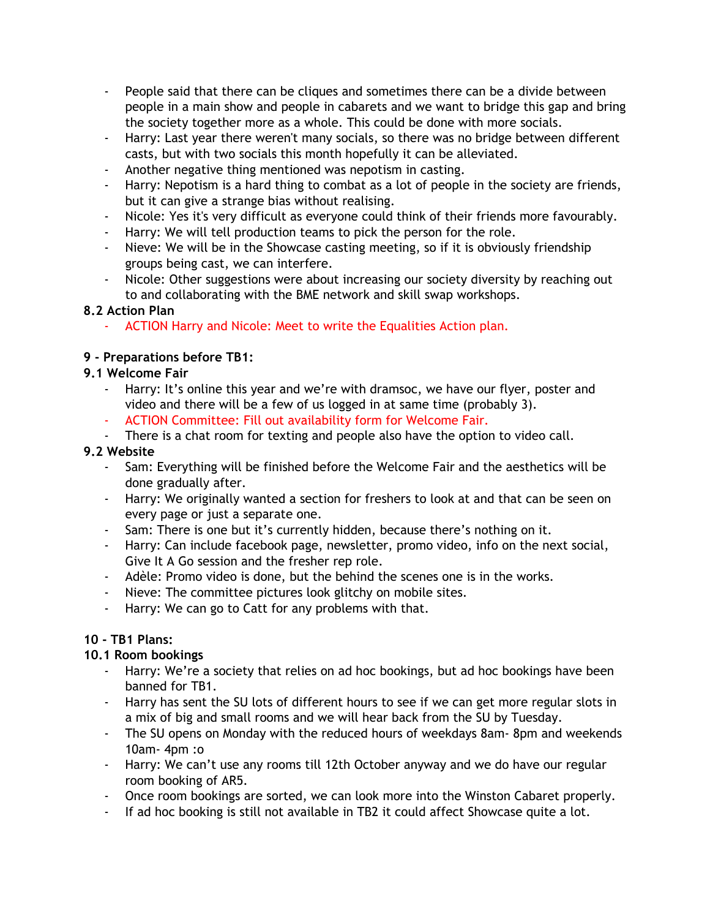- People said that there can be cliques and sometimes there can be a divide between people in a main show and people in cabarets and we want to bridge this gap and bring the society together more as a whole. This could be done with more socials.
- Harry: Last year there weren't many socials, so there was no bridge between different casts, but with two socials this month hopefully it can be alleviated.
- Another negative thing mentioned was nepotism in casting.
- Harry: Nepotism is a hard thing to combat as a lot of people in the society are friends, but it can give a strange bias without realising.
- Nicole: Yes it's very difficult as everyone could think of their friends more favourably.
- Harry: We will tell production teams to pick the person for the role.
- Nieve: We will be in the Showcase casting meeting, so if it is obviously friendship groups being cast, we can interfere.
- Nicole: Other suggestions were about increasing our society diversity by reaching out to and collaborating with the BME network and skill swap workshops.

**8.2 Action Plan**

- ACTION Harry and Nicole: Meet to write the Equalities Action plan.

**9 - Preparations before TB1:**

**9.1 Welcome Fair**

- Harry: It's online this year and we're with dramsoc, we have our flyer, poster and video and there will be a few of us logged in at same time (probably 3).
- ACTION Committee: Fill out availability form for Welcome Fair.
- There is a chat room for texting and people also have the option to video call.

**9.2 Website**

- Sam: Everything will be finished before the Welcome Fair and the aesthetics will be done gradually after.
- Harry: We originally wanted a section for freshers to look at and that can be seen on every page or just a separate one.
- Sam: There is one but it's currently hidden, because there's nothing on it.
- Harry: Can include facebook page, newsletter, promo video, info on the next social, Give It A Go session and the fresher rep role.
- Adèle: Promo video is done, but the behind the scenes one is in the works.
- Nieve: The committee pictures look glitchy on mobile sites.
- Harry: We can go to Catt for any problems with that.

**10 - TB1 Plans:**

**10.1 Room bookings**

- Harry: We're a society that relies on ad hoc bookings, but ad hoc bookings have been banned for TB1.
- Harry has sent the SU lots of different hours to see if we can get more regular slots in a mix of big and small rooms and we will hear back from the SU by Tuesday.
- The SU opens on Monday with the reduced hours of weekdays 8am- 8pm and weekends 10am- 4pm :o
- Harry: We can't use any rooms till 12th October anyway and we do have our regular room booking of AR5.
- Once room bookings are sorted, we can look more into the Winston Cabaret properly.
- If ad hoc booking is still not available in TB2 it could affect Showcase quite a lot.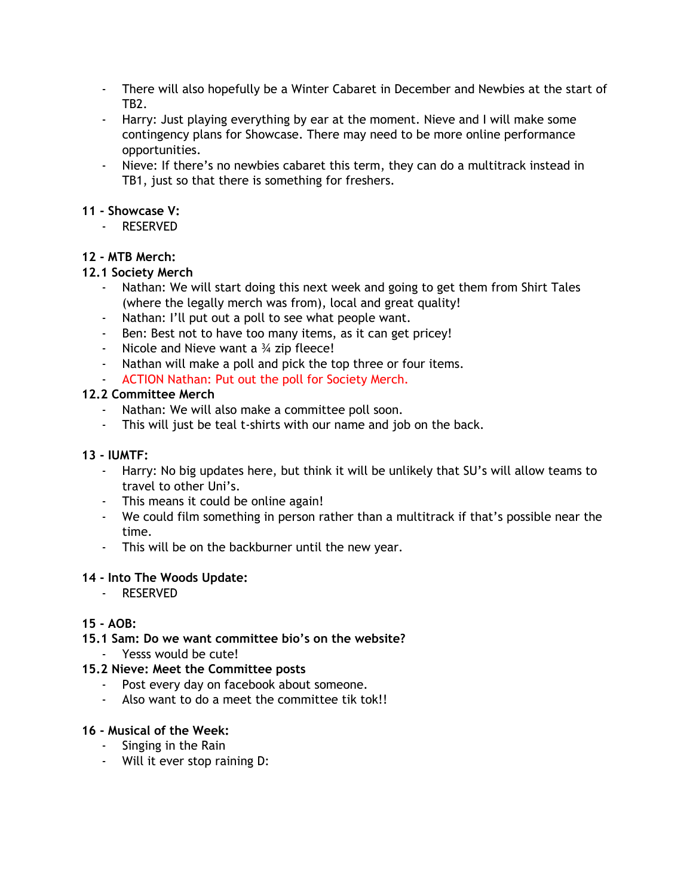- There will also hopefully be a Winter Cabaret in December and Newbies at the start of TB2.
- Harry: Just playing everything by ear at the moment. Nieve and I will make some contingency plans for Showcase. There may need to be more online performance opportunities.
- Nieve: If there's no newbies cabaret this term, they can do a multitrack instead in TB1, just so that there is something for freshers.

**11 - Showcase V:**

- RESERVED

**12 - MTB Merch:**

**12.1 Society Merch**

- Nathan: We will start doing this next week and going to get them from Shirt Tales (where the legally merch was from), local and great quality!
- Nathan: I'll put out a poll to see what people want.
- Ben: Best not to have too many items, as it can get pricey!
- Nicole and Nieve want a ¾ zip fleece!
- Nathan will make a poll and pick the top three or four items.
- ACTION Nathan: Put out the poll for Society Merch.

**12.2 Committee Merch**

- Nathan: We will also make a committee poll soon.
- This will just be teal t-shirts with our name and job on the back.

**13 - IUMTF:**

- Harry: No big updates here, but think it will be unlikely that SU's will allow teams to travel to other Uni's.
- This means it could be online again!
- We could film something in person rather than a multitrack if that's possible near the time.
- This will be on the backburner until the new year.

**14 - Into The Woods Update:**

- RESERVED

**15 - AOB:**

**15.1 Sam: Do we want committee bio's on the website?**

- Yesss would be cute!

**15.2 Nieve: Meet the Committee posts**

- Post every day on facebook about someone.
- Also want to do a meet the committee tik tok!!

**16 - Musical of the Week:**

- Singing in the Rain
- Will it ever stop raining D: